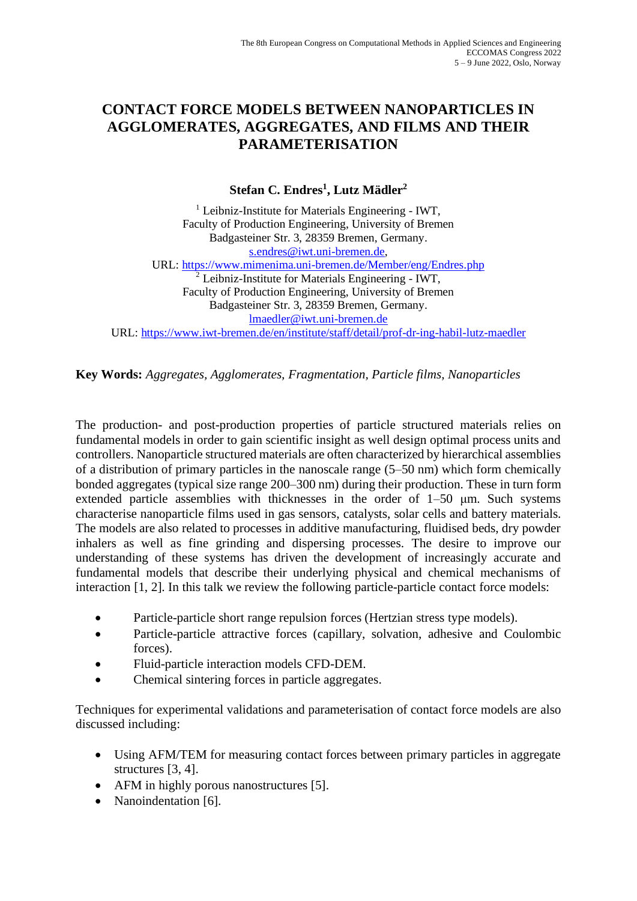# CONTACT FORCE MODELS BETWEEN NANOPARTICLES IN AGGLOMERATES, AGGREGATES, AND FILMS AND THEIR PARAMETERISATION

**Stefan C. Endres[1], Lutz Mädler[2]**

[1] Leibniz-Institute for Materials Engineering - IWT,
Faculty of Production Engineering, University of Bremen
Badgasteiner Str. 3, 28359 Bremen, Germany.
s.endres@iwt.uni-bremen.de,
URL: https://www.mimenima.uni-bremen.de/Member/eng/Endres.php

[2] Leibniz-Institute for Materials Engineering - IWT,
Faculty of Production Engineering, University of Bremen
Badgasteiner Str. 3, 28359 Bremen, Germany.
lmaedler@iwt.uni-bremen.de
URL: https://www.iwt-bremen.de/en/institute/staff/detail/prof-dr-ing-habil-lutz-maedler

**Key Words:** *Aggregates, Agglomerates, Fragmentation, Particle films, Nanoparticles*

The production- and post-production properties of particle structured materials relies on fundamental models in order to gain scientific insight as well design optimal process units and controllers. Nanoparticle structured materials are often characterized by hierarchical assemblies of a distribution of primary particles in the nanoscale range (5–50 nm) which form chemically bonded aggregates (typical size range 200–300 nm) during their production. These in turn form extended particle assemblies with thicknesses in the order of 1–50 μm. Such systems characterise nanoparticle films used in gas sensors, catalysts, solar cells and battery materials. The models are also related to processes in additive manufacturing, fluidised beds, dry powder inhalers as well as fine grinding and dispersing processes. The desire to improve our understanding of these systems has driven the development of increasingly accurate and fundamental models that describe their underlying physical and chemical mechanisms of interaction [1, 2]. In this talk we review the following particle-particle contact force models:

- Particle-particle short range repulsion forces (Hertzian stress type models).
- Particle-particle attractive forces (capillary, solvation, adhesive and Coulombic forces).
- Fluid-particle interaction models CFD-DEM.
- Chemical sintering forces in particle aggregates.

Techniques for experimental validations and parameterisation of contact force models are also discussed including:

- Using AFM/TEM for measuring contact forces between primary particles in aggregate structures [3, 4].
- AFM in highly porous nanostructures [5].
- Nanoindentation [6].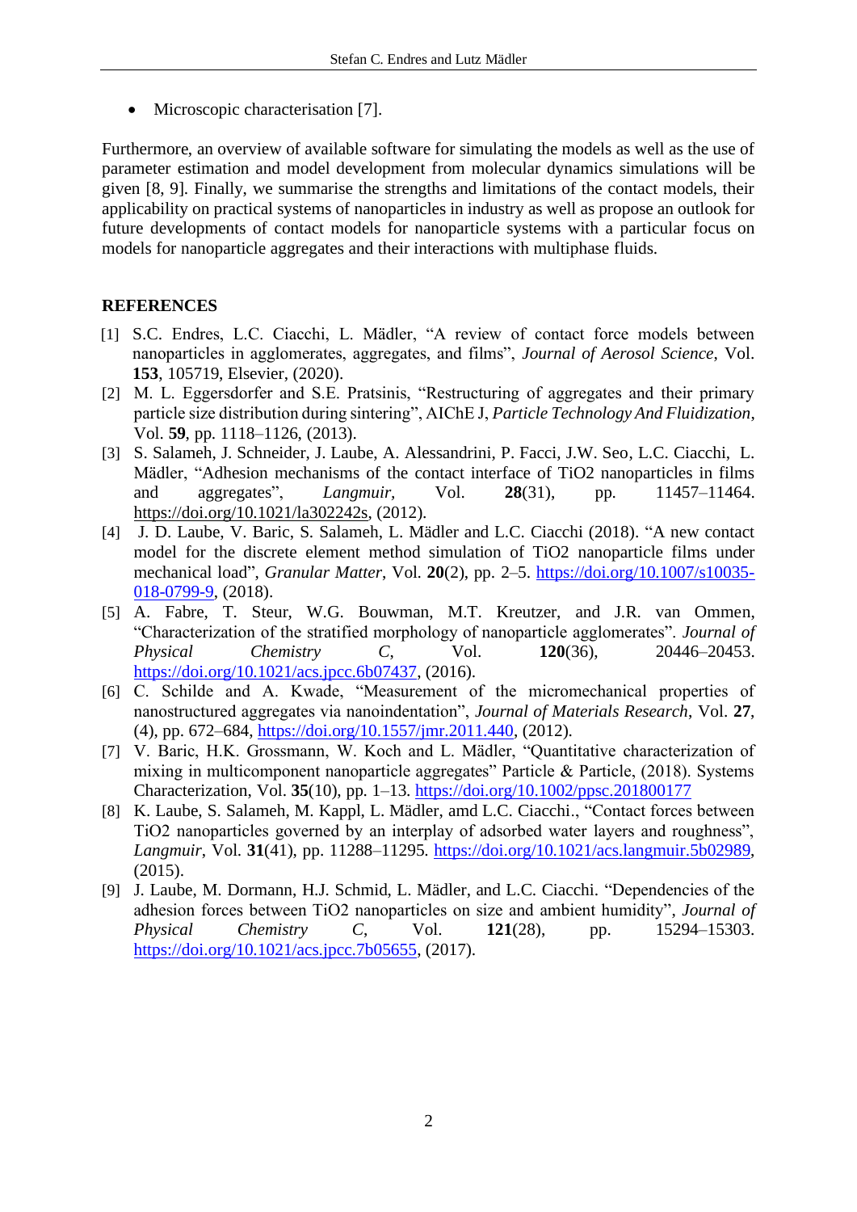- Microscopic characterisation [7].

Furthermore, an overview of available software for simulating the models as well as the use of parameter estimation and model development from molecular dynamics simulations will be given [8, 9]. Finally, we summarise the strengths and limitations of the contact models, their applicability on practical systems of nanoparticles in industry as well as propose an outlook for future developments of contact models for nanoparticle systems with a particular focus on models for nanoparticle aggregates and their interactions with multiphase fluids.

## REFERENCES

[1] S.C. Endres, L.C. Ciacchi, L. Mädler, "A review of contact force models between nanoparticles in agglomerates, aggregates, and films", *Journal of Aerosol Science*, Vol. **153**, 105719, Elsevier, (2020).

[2] M. L. Eggersdorfer and S.E. Pratsinis, "Restructuring of aggregates and their primary particle size distribution during sintering", AIChE J, *Particle Technology And Fluidization*, Vol. **59**, pp. 1118–1126, (2013).

[3] S. Salameh, J. Schneider, J. Laube, A. Alessandrini, P. Facci, J.W. Seo, L.C. Ciacchi, L. Mädler, "Adhesion mechanisms of the contact interface of TiO2 nanoparticles in films and aggregates", *Langmuir*, Vol. **28**(31), pp. 11457–11464. https://doi.org/10.1021/la302242s, (2012).

[4] J. D. Laube, V. Baric, S. Salameh, L. Mädler and L.C. Ciacchi (2018). "A new contact model for the discrete element method simulation of TiO2 nanoparticle films under mechanical load", *Granular Matter*, Vol. **20**(2), pp. 2–5. https://doi.org/10.1007/s10035-018-0799-9, (2018).

[5] A. Fabre, T. Steur, W.G. Bouwman, M.T. Kreutzer, and J.R. van Ommen, "Characterization of the stratified morphology of nanoparticle agglomerates". *Journal of Physical Chemistry C*, Vol. **120**(36), 20446–20453. https://doi.org/10.1021/acs.jpcc.6b07437, (2016).

[6] C. Schilde and A. Kwade, "Measurement of the micromechanical properties of nanostructured aggregates via nanoindentation", *Journal of Materials Research*, Vol. **27**, (4), pp. 672–684, https://doi.org/10.1557/jmr.2011.440, (2012).

[7] V. Baric, H.K. Grossmann, W. Koch and L. Mädler, "Quantitative characterization of mixing in multicomponent nanoparticle aggregates" Particle & Particle, (2018). Systems Characterization, Vol. **35**(10), pp. 1–13. https://doi.org/10.1002/ppsc.201800177

[8] K. Laube, S. Salameh, M. Kappl, L. Mädler, amd L.C. Ciacchi., "Contact forces between TiO2 nanoparticles governed by an interplay of adsorbed water layers and roughness", *Langmuir*, Vol. **31**(41), pp. 11288–11295. https://doi.org/10.1021/acs.langmuir.5b02989, (2015).

[9] J. Laube, M. Dormann, H.J. Schmid, L. Mädler, and L.C. Ciacchi. "Dependencies of the adhesion forces between TiO2 nanoparticles on size and ambient humidity", *Journal of Physical Chemistry C*, Vol. **121**(28), pp. 15294–15303. https://doi.org/10.1021/acs.jpcc.7b05655, (2017).